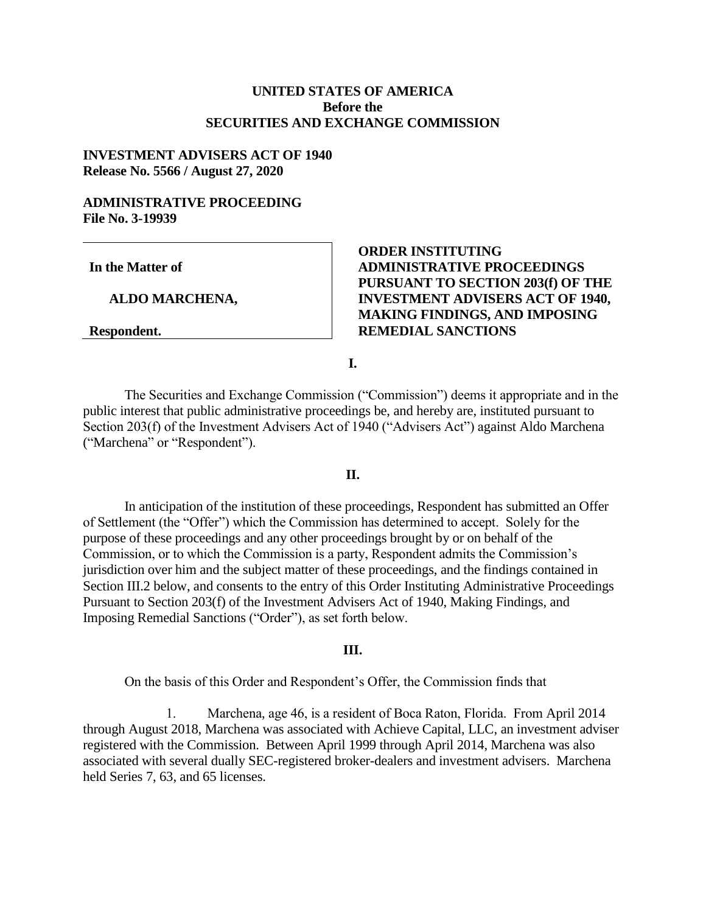**UNITED STATES OF AMERICA**
**Before the**
**SECURITIES AND EXCHANGE COMMISSION**

**INVESTMENT ADVISERS ACT OF 1940**
**Release No. 5566 / August 27, 2020**

**ADMINISTRATIVE PROCEEDING**
**File No. 3-19939**

| | |
|---|---|
| **In the Matter of**<br><br>**ALDO MARCHENA,**<br><br>**Respondent.** | **ORDER INSTITUTING ADMINISTRATIVE PROCEEDINGS PURSUANT TO SECTION 203(f) OF THE INVESTMENT ADVISERS ACT OF 1940, MAKING FINDINGS, AND IMPOSING REMEDIAL SANCTIONS** |

## I.

The Securities and Exchange Commission ("Commission") deems it appropriate and in the public interest that public administrative proceedings be, and hereby are, instituted pursuant to Section 203(f) of the Investment Advisers Act of 1940 ("Advisers Act") against Aldo Marchena ("Marchena" or "Respondent").

## II.

In anticipation of the institution of these proceedings, Respondent has submitted an Offer of Settlement (the "Offer") which the Commission has determined to accept. Solely for the purpose of these proceedings and any other proceedings brought by or on behalf of the Commission, or to which the Commission is a party, Respondent admits the Commission's jurisdiction over him and the subject matter of these proceedings, and the findings contained in Section III.2 below, and consents to the entry of this Order Instituting Administrative Proceedings Pursuant to Section 203(f) of the Investment Advisers Act of 1940, Making Findings, and Imposing Remedial Sanctions ("Order"), as set forth below.

## III.

On the basis of this Order and Respondent's Offer, the Commission finds that

1. Marchena, age 46, is a resident of Boca Raton, Florida. From April 2014 through August 2018, Marchena was associated with Achieve Capital, LLC, an investment adviser registered with the Commission. Between April 1999 through April 2014, Marchena was also associated with several dually SEC-registered broker-dealers and investment advisers. Marchena held Series 7, 63, and 65 licenses.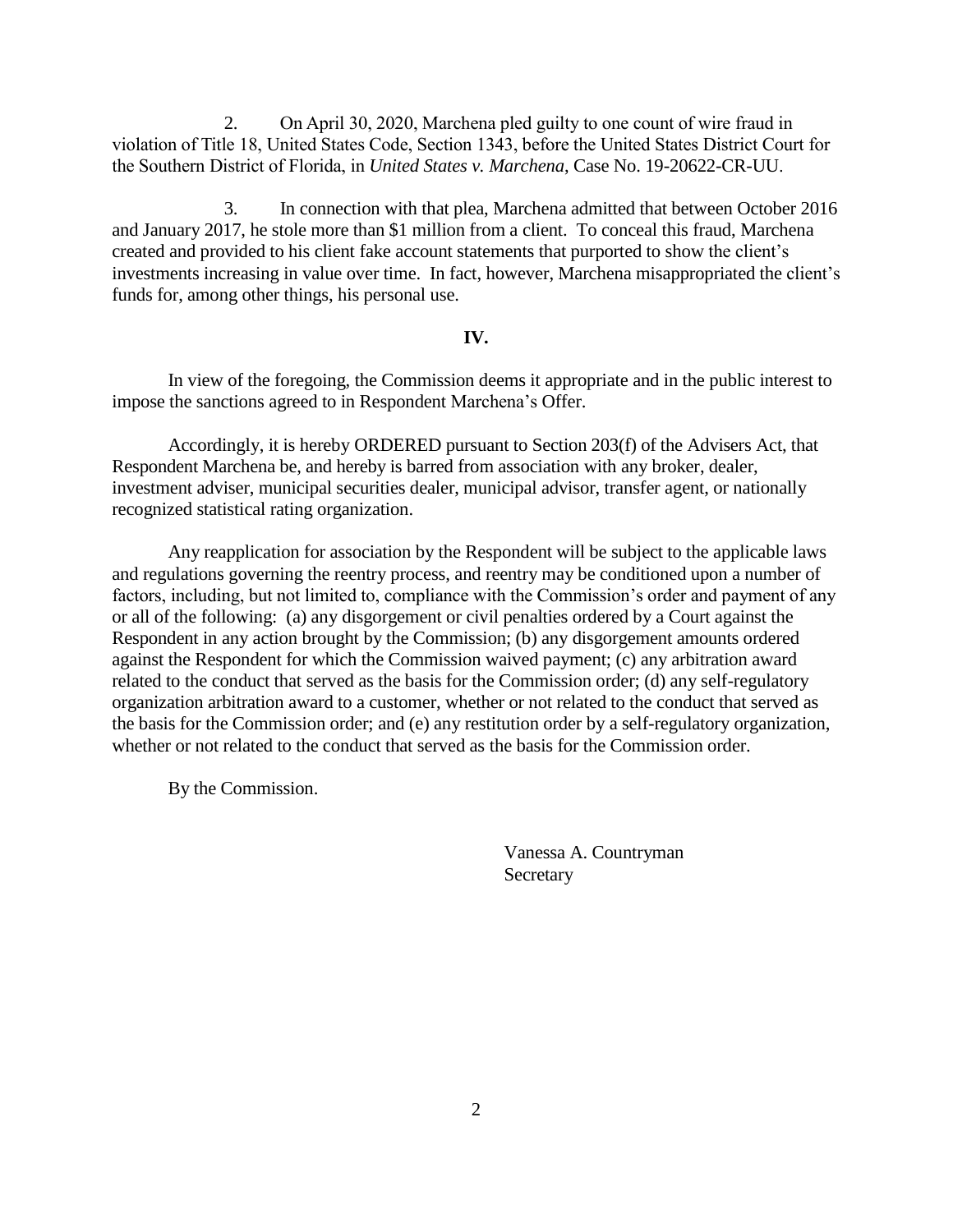2. On April 30, 2020, Marchena pled guilty to one count of wire fraud in violation of Title 18, United States Code, Section 1343, before the United States District Court for the Southern District of Florida, in *United States v. Marchena*, Case No. 19-20622-CR-UU.

3. In connection with that plea, Marchena admitted that between October 2016 and January 2017, he stole more than $1 million from a client. To conceal this fraud, Marchena created and provided to his client fake account statements that purported to show the client's investments increasing in value over time. In fact, however, Marchena misappropriated the client's funds for, among other things, his personal use.

## IV.

In view of the foregoing, the Commission deems it appropriate and in the public interest to impose the sanctions agreed to in Respondent Marchena's Offer.

Accordingly, it is hereby ORDERED pursuant to Section 203(f) of the Advisers Act, that Respondent Marchena be, and hereby is barred from association with any broker, dealer, investment adviser, municipal securities dealer, municipal advisor, transfer agent, or nationally recognized statistical rating organization.

Any reapplication for association by the Respondent will be subject to the applicable laws and regulations governing the reentry process, and reentry may be conditioned upon a number of factors, including, but not limited to, compliance with the Commission's order and payment of any or all of the following: (a) any disgorgement or civil penalties ordered by a Court against the Respondent in any action brought by the Commission; (b) any disgorgement amounts ordered against the Respondent for which the Commission waived payment; (c) any arbitration award related to the conduct that served as the basis for the Commission order; (d) any self-regulatory organization arbitration award to a customer, whether or not related to the conduct that served as the basis for the Commission order; and (e) any restitution order by a self-regulatory organization, whether or not related to the conduct that served as the basis for the Commission order.

By the Commission.

Vanessa A. Countryman
Secretary